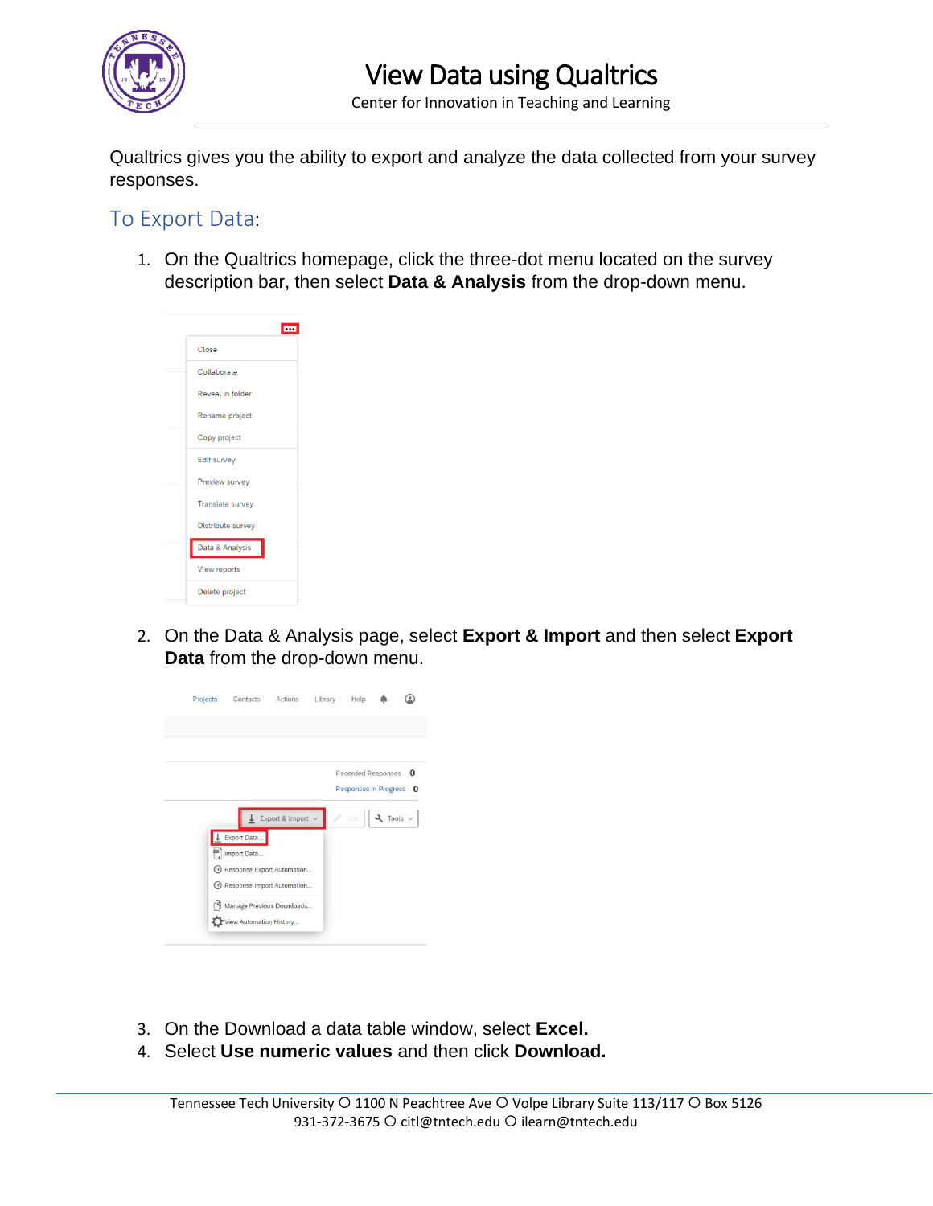# View Data using Qualtrics

Center for Innovation in Teaching and Learning

Qualtrics gives you the ability to export and analyze the data collected from your survey responses.

## To Export Data:

1. On the Qualtrics homepage, click the three-dot menu located on the survey description bar, then select **Data & Analysis** from the drop-down menu.

2. On the Data & Analysis page, select **Export & Import** and then select **Export Data** from the drop-down menu.

3. On the Download a data table window, select **Excel.**
4. Select **Use numeric values** and then click **Download.**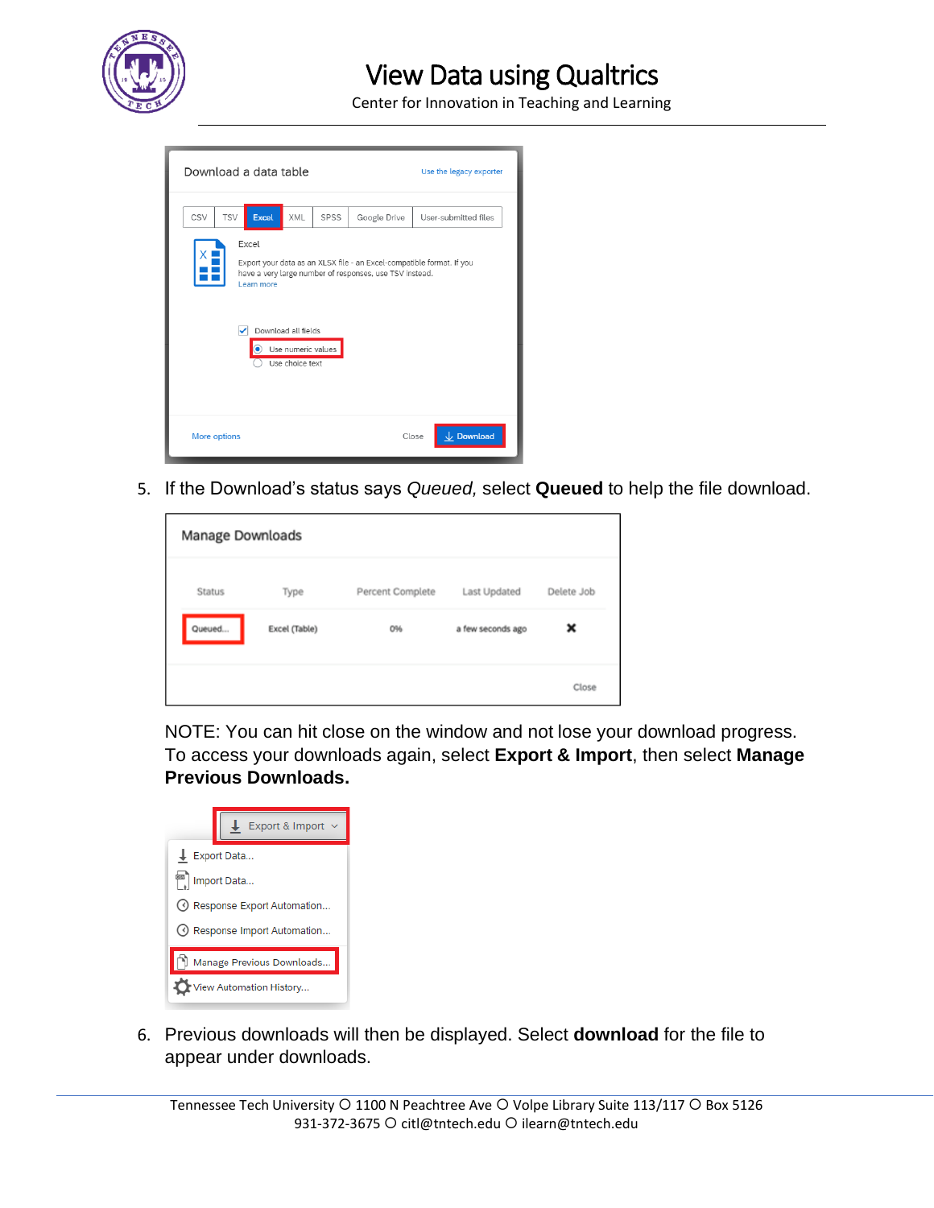5. If the Download's status says *Queued,* select **Queued** to help the file download.

NOTE: You can hit close on the window and not lose your download progress. To access your downloads again, select **Export & Import**, then select **Manage Previous Downloads.**

6. Previous downloads will then be displayed. Select **download** for the file to appear under downloads.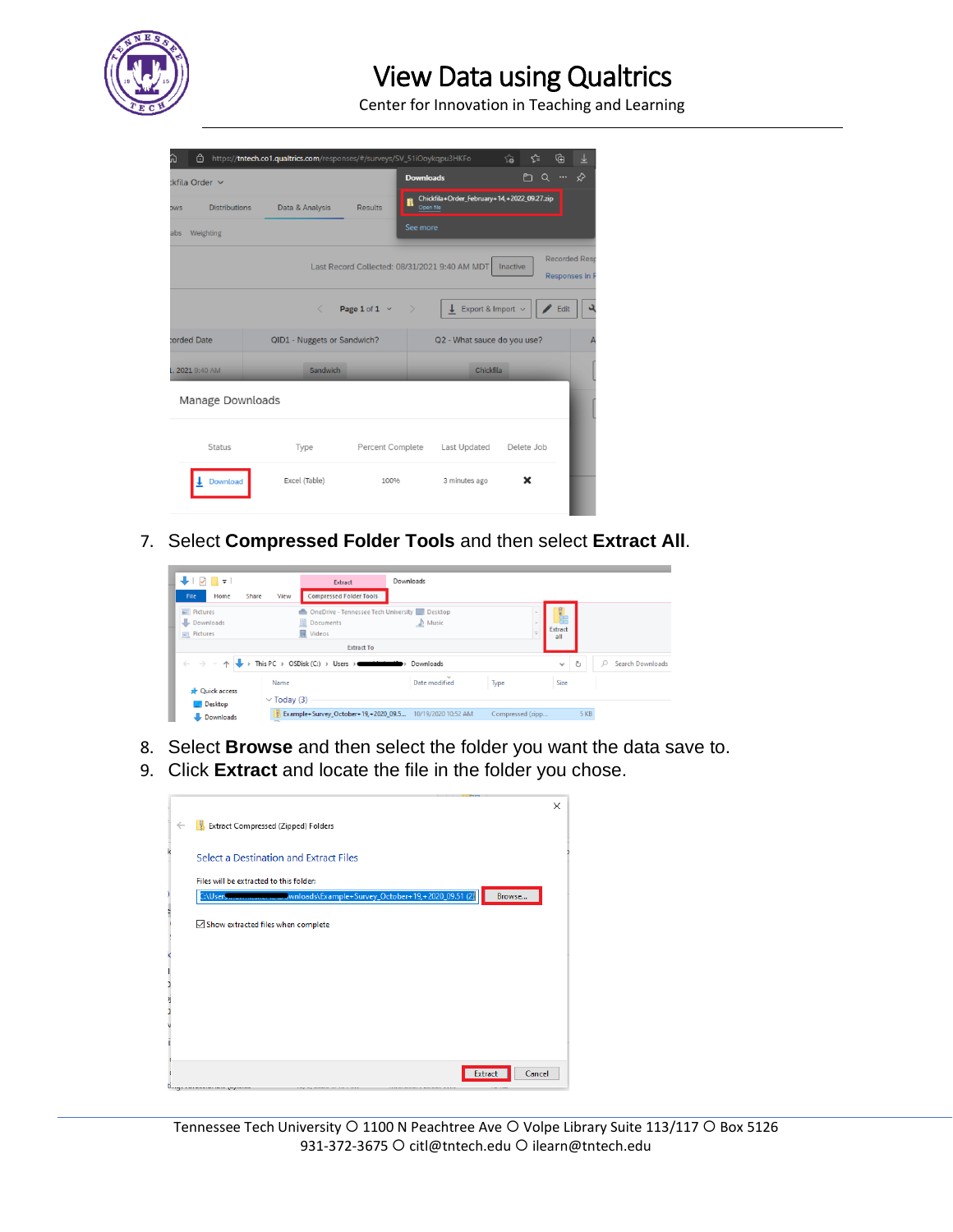7. Select **Compressed Folder Tools** and then select **Extract All**.

8. Select **Browse** and then select the folder you want the data save to.
9. Click **Extract** and locate the file in the folder you chose.